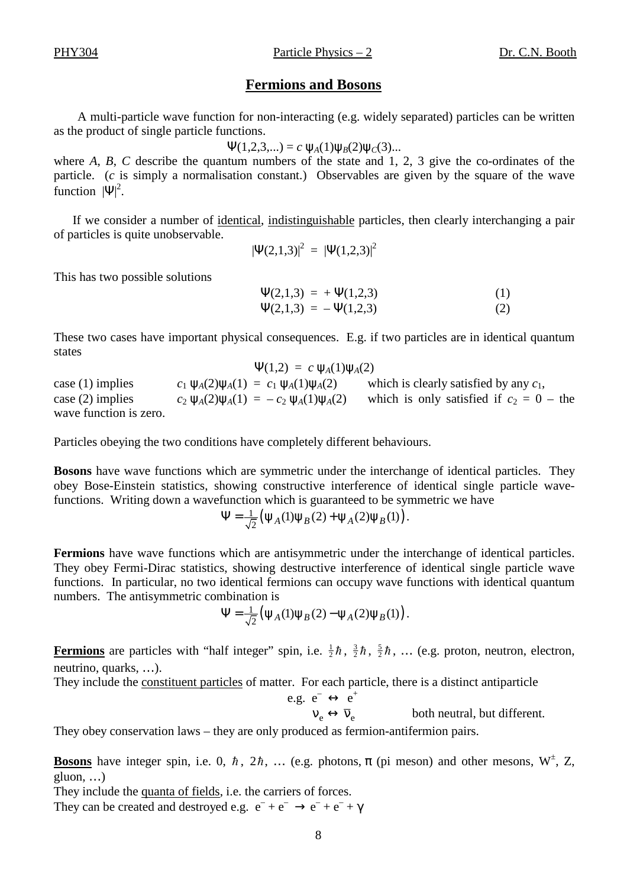# Fermions and Bosons

A multi-particle wave function for non-interacting (e.g. widely separated) particles can be written as the product of single particle functions.

$$\Psi(1,2,3,...) = c\, \psi_A(1)\psi_B(2)\psi_C(3)...$$

where $A$, $B$, $C$ describe the quantum numbers of the state and 1, 2, 3 give the co-ordinates of the particle. ($c$ is simply a normalisation constant.) Observables are given by the square of the wave function $|\Psi|^2$.

If we consider a number of identical, indistinguishable particles, then clearly interchanging a pair of particles is quite unobservable.

$$|\Psi(2,1,3)|^2 = |\Psi(1,2,3)|^2$$

This has two possible solutions

$$\Psi(2,1,3) = +\Psi(1,2,3) \qquad (1)$$
$$\Psi(2,1,3) = -\Psi(1,2,3) \qquad (2)$$

These two cases have important physical consequences. E.g. if two particles are in identical quantum states

$$\Psi(1,2) = c\, \psi_A(1)\psi_A(2)$$

case (1) implies $c_1\, \psi_A(2)\psi_A(1) = c_1\, \psi_A(1)\psi_A(2)$ which is clearly satisfied by any $c_1$,
case (2) implies $c_2\, \psi_A(2)\psi_A(1) = -c_2\, \psi_A(1)\psi_A(2)$ which is only satisfied if $c_2 = 0$ – the wave function is zero.

Particles obeying the two conditions have completely different behaviours.

**Bosons** have wave functions which are symmetric under the interchange of identical particles. They obey Bose-Einstein statistics, showing constructive interference of identical single particle wave-functions. Writing down a wavefunction which is guaranteed to be symmetric we have

$$\Psi = \tfrac{1}{\sqrt{2}}\left(\psi_A(1)\psi_B(2) + \psi_A(2)\psi_B(1)\right).$$

**Fermions** have wave functions which are antisymmetric under the interchange of identical particles. They obey Fermi-Dirac statistics, showing destructive interference of identical single particle wave functions. In particular, no two identical fermions can occupy wave functions with identical quantum numbers. The antisymmetric combination is

$$\Psi = \tfrac{1}{\sqrt{2}}\left(\psi_A(1)\psi_B(2) - \psi_A(2)\psi_B(1)\right).$$

**Fermions** are particles with "half integer" spin, i.e. $\frac{1}{2}\hbar$, $\frac{3}{2}\hbar$, $\frac{5}{2}\hbar$, … (e.g. proton, neutron, electron, neutrino, quarks, …).
They include the constituent particles of matter. For each particle, there is a distinct antiparticle

e.g. $e^- \leftrightarrow e^+$
$\nu_e \leftrightarrow \bar{\nu}_e$ both neutral, but different.

They obey conservation laws – they are only produced as fermion-antifermion pairs.

**Bosons** have integer spin, i.e. 0, $\hbar$, $2\hbar$, … (e.g. photons, $\pi$ (pi meson) and other mesons, $W^\pm$, Z, gluon, …)
They include the quanta of fields, i.e. the carriers of forces.
They can be created and destroyed e.g. $e^- + e^- \rightarrow e^- + e^- + \gamma$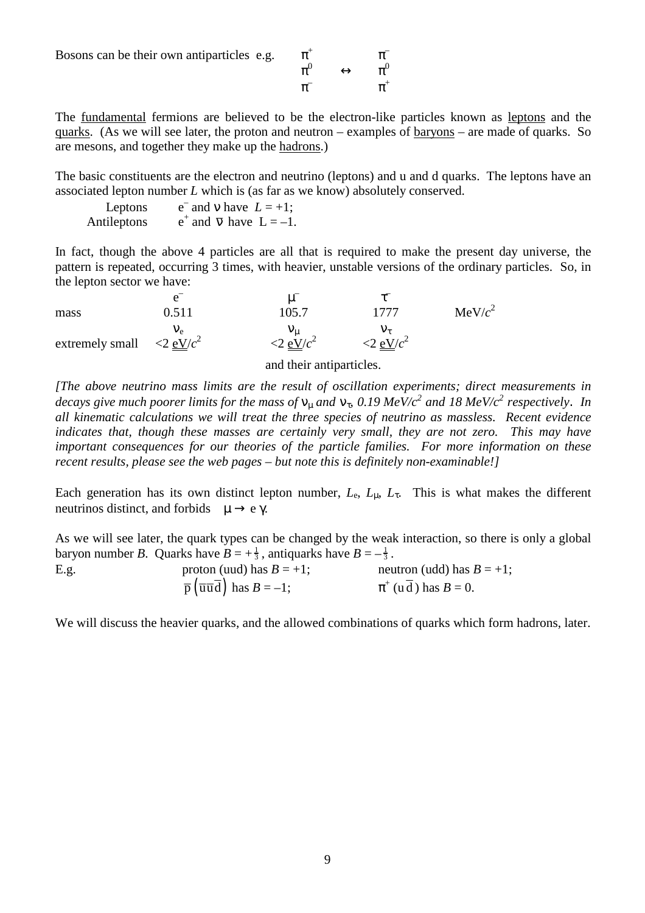Bosons can be their own antiparticles e.g.

$$\begin{array}{ccc} \pi^+ & & \pi^- \\ \pi^0 & \leftrightarrow & \pi^0 \\ \pi^- & & \pi^+ \end{array}$$

The fundamental fermions are believed to be the electron-like particles known as leptons and the quarks. (As we will see later, the proton and neutron – examples of baryons – are made of quarks. So are mesons, and together they make up the hadrons.)

The basic constituents are the electron and neutrino (leptons) and u and d quarks. The leptons have an associated lepton number $L$ which is (as far as we know) absolutely conserved.

| | |
|---|---|
| Leptons | $e^-$ and $\nu$ have $L = +1$; |
| Antileptons | $e^+$ and $\bar{\nu}$ have $L = -1$. |

In fact, though the above 4 particles are all that is required to make the present day universe, the pattern is repeated, occurring 3 times, with heavier, unstable versions of the ordinary particles. So, in the lepton sector we have:

| | $e^-$ | $\mu^-$ | $\tau^-$ | |
|---|---|---|---|---|
| mass | 0.511 | 105.7 | 1777 | MeV/$c^2$ |
| | $\nu_e$ | $\nu_\mu$ | $\nu_\tau$ | |
| extremely small | $<2$ eV/$c^2$ | $<2$ eV/$c^2$ | $<2$ eV/$c^2$ | |

and their antiparticles.

*[The above neutrino mass limits are the result of oscillation experiments; direct measurements in decays give much poorer limits for the mass of $\nu_\mu$ and $\nu_\tau$, 0.19 MeV/$c^2$ and 18 MeV/$c^2$ respectively. In all kinematic calculations we will treat the three species of neutrino as massless. Recent evidence indicates that, though these masses are certainly very small, they are not zero. This may have important consequences for our theories of the particle families. For more information on these recent results, please see the web pages – but note this is definitely non-examinable!]*

Each generation has its own distinct lepton number, $L_e$, $L_\mu$, $L_\tau$. This is what makes the different neutrinos distinct, and forbids $\mu \rightarrow e\,\gamma$.

As we will see later, the quark types can be changed by the weak interaction, so there is only a global baryon number $B$. Quarks have $B = +\frac{1}{3}$, antiquarks have $B = -\frac{1}{3}$.

| E.g. | proton (uud) has $B = +1$; | neutron (udd) has $B = +1$; |
|---|---|---|
| | $\bar{p}\left(\bar{u}\bar{u}\bar{d}\right)$ has $B = -1$; | $\pi^+$ $(u\bar{d})$ has $B = 0$. |

We will discuss the heavier quarks, and the allowed combinations of quarks which form hadrons, later.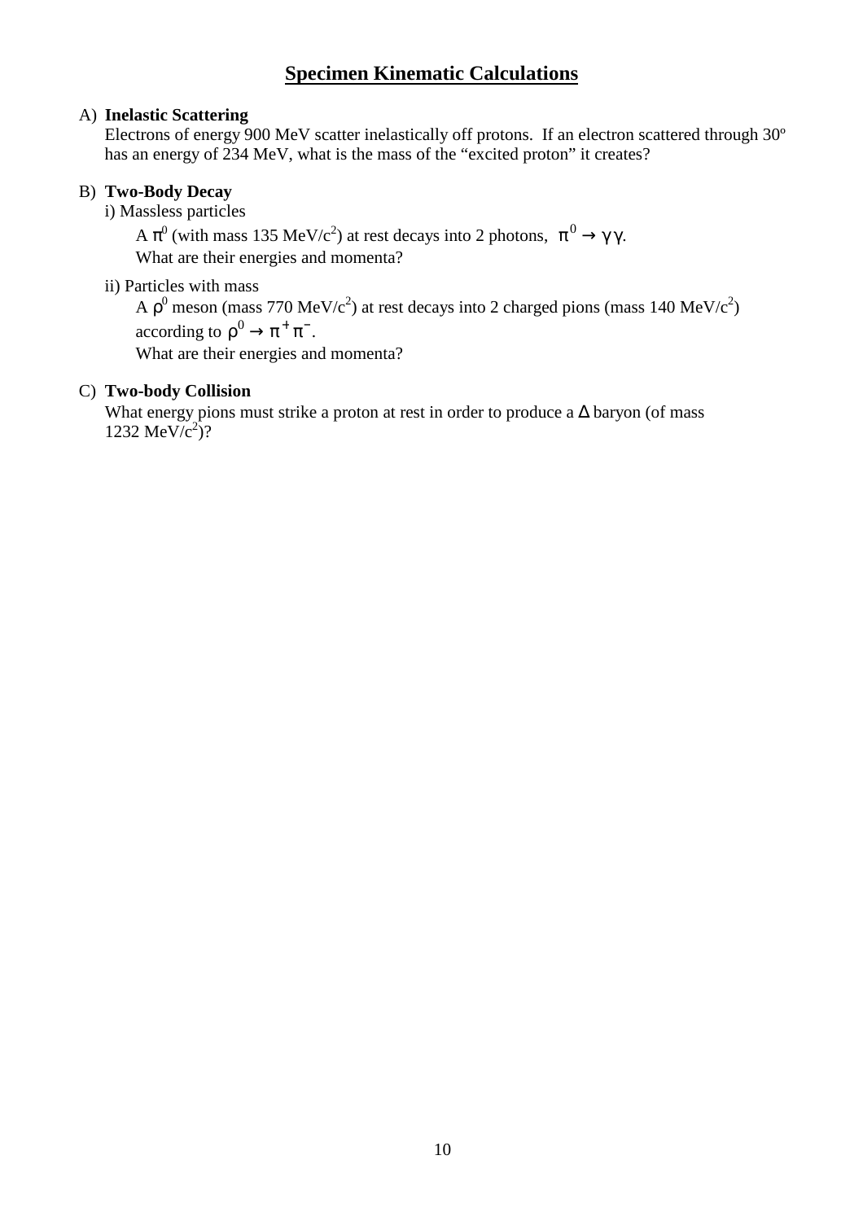# Specimen Kinematic Calculations

A) **Inelastic Scattering**
Electrons of energy 900 MeV scatter inelastically off protons. If an electron scattered through 30º has an energy of 234 MeV, what is the mass of the "excited proton" it creates?

B) **Two-Body Decay**

i) Massless particles

A $\pi^0$ (with mass 135 MeV/$c^2$) at rest decays into 2 photons, $\pi^0 \rightarrow \gamma\gamma$.
What are their energies and momenta?

ii) Particles with mass

A $\rho^0$ meson (mass 770 MeV/$c^2$) at rest decays into 2 charged pions (mass 140 MeV/$c^2$) according to $\rho^0 \rightarrow \pi^+\pi^-$.
What are their energies and momenta?

C) **Two-body Collision**
What energy pions must strike a proton at rest in order to produce a $\Delta$ baryon (of mass 1232 MeV/$c^2$)?